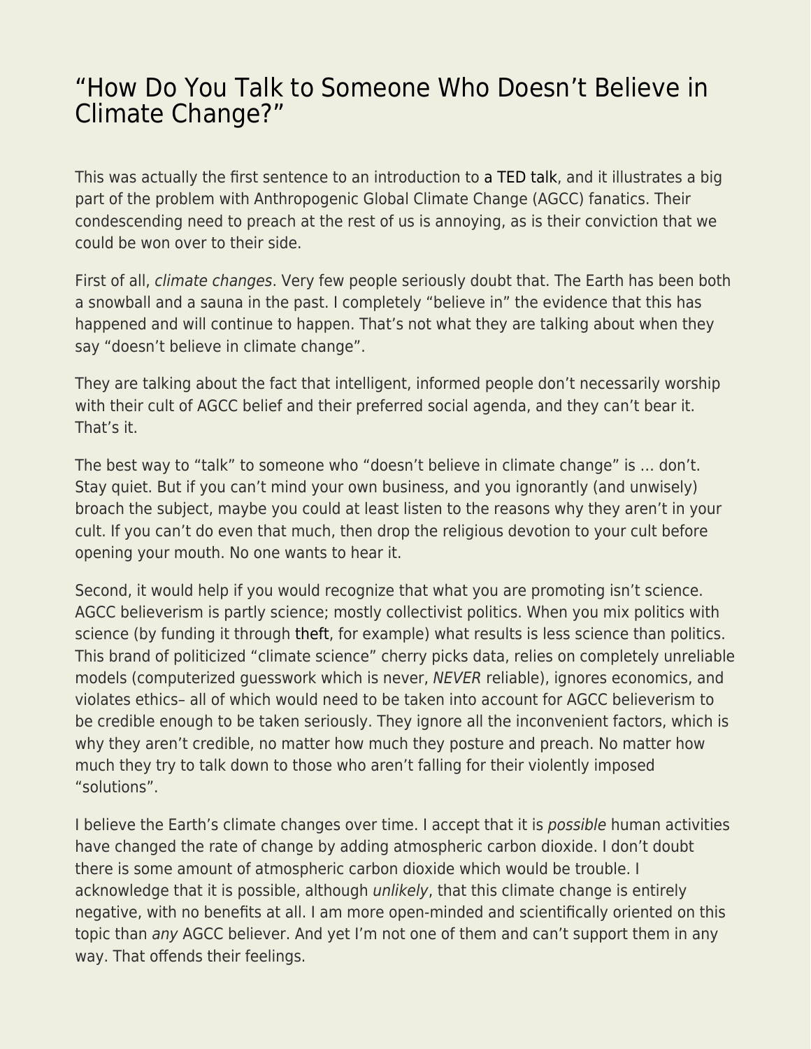# "How Do You Talk to Someone Who Doesn't Believe in Climate Change?"

This was actually the first sentence to an introduction to a TED talk, and it illustrates a big part of the problem with Anthropogenic Global Climate Change (AGCC) fanatics. Their condescending need to preach at the rest of us is annoying, as is their conviction that we could be won over to their side.

First of all, *climate changes*. Very few people seriously doubt that. The Earth has been both a snowball and a sauna in the past. I completely "believe in" the evidence that this has happened and will continue to happen. That's not what they are talking about when they say "doesn't believe in climate change".

They are talking about the fact that intelligent, informed people don't necessarily worship with their cult of AGCC belief and their preferred social agenda, and they can't bear it. That's it.

The best way to "talk" to someone who "doesn't believe in climate change" is … don't. Stay quiet. But if you can't mind your own business, and you ignorantly (and unwisely) broach the subject, maybe you could at least listen to the reasons why they aren't in your cult. If you can't do even that much, then drop the religious devotion to your cult before opening your mouth. No one wants to hear it.

Second, it would help if you would recognize that what you are promoting isn't science. AGCC believerism is partly science; mostly collectivist politics. When you mix politics with science (by funding it through theft, for example) what results is less science than politics. This brand of politicized "climate science" cherry picks data, relies on completely unreliable models (computerized guesswork which is never, *NEVER* reliable), ignores economics, and violates ethics– all of which would need to be taken into account for AGCC believerism to be credible enough to be taken seriously. They ignore all the inconvenient factors, which is why they aren't credible, no matter how much they posture and preach. No matter how much they try to talk down to those who aren't falling for their violently imposed "solutions".

I believe the Earth's climate changes over time. I accept that it is *possible* human activities have changed the rate of change by adding atmospheric carbon dioxide. I don't doubt there is some amount of atmospheric carbon dioxide which would be trouble. I acknowledge that it is possible, although *unlikely*, that this climate change is entirely negative, with no benefits at all. I am more open-minded and scientifically oriented on this topic than *any* AGCC believer. And yet I'm not one of them and can't support them in any way. That offends their feelings.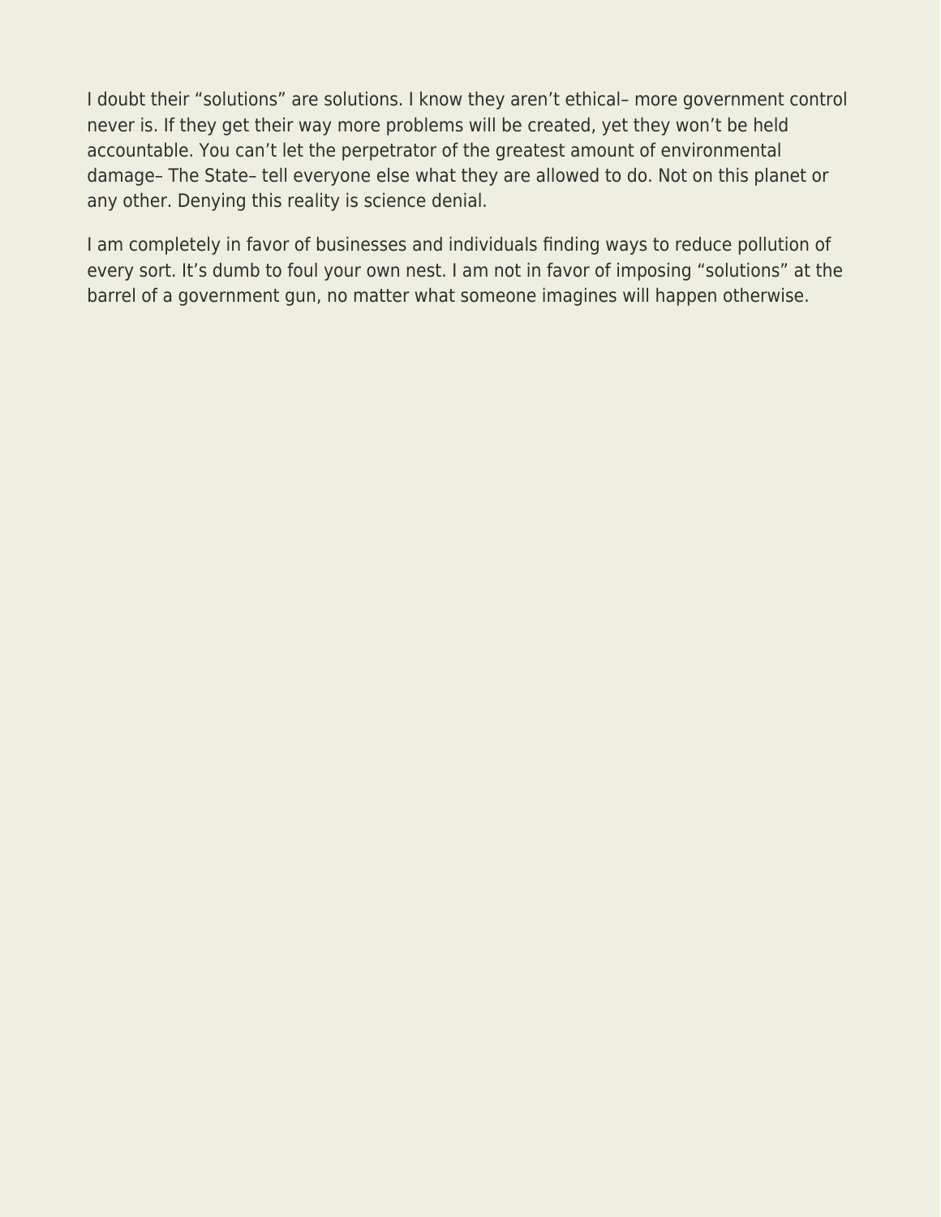I doubt their “solutions” are solutions. I know they aren’t ethical– more government control never is. If they get their way more problems will be created, yet they won’t be held accountable. You can’t let the perpetrator of the greatest amount of environmental damage– The State– tell everyone else what they are allowed to do. Not on this planet or any other. Denying this reality is science denial.

I am completely in favor of businesses and individuals finding ways to reduce pollution of every sort. It’s dumb to foul your own nest. I am not in favor of imposing “solutions” at the barrel of a government gun, no matter what someone imagines will happen otherwise.